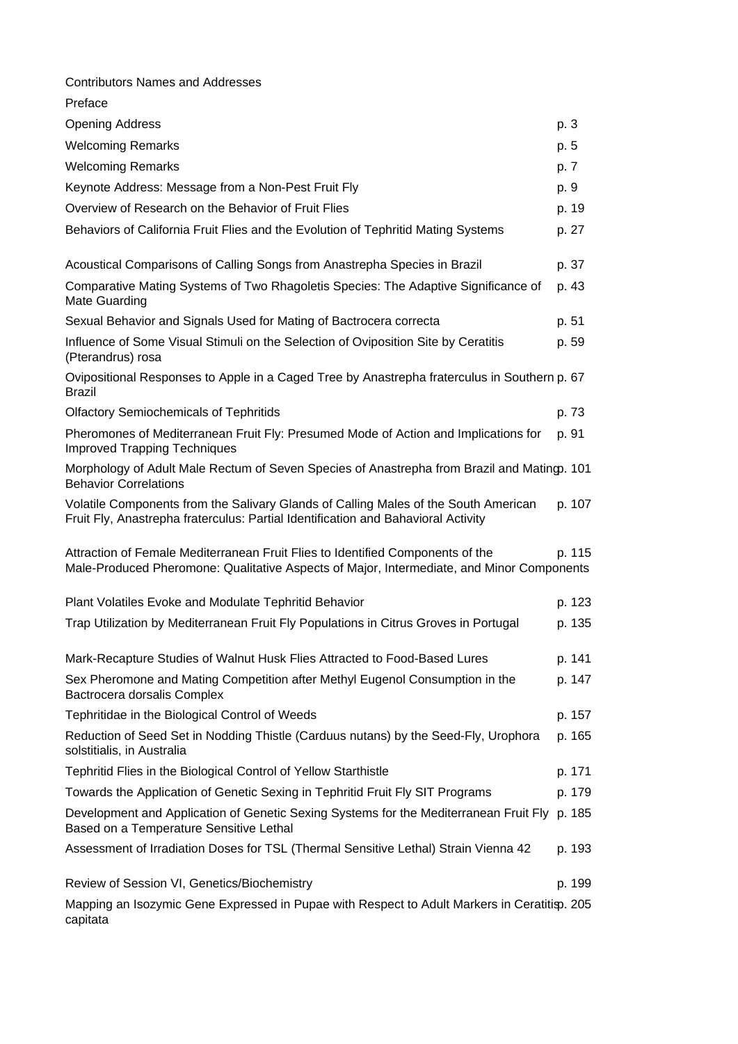Contributors Names and Addresses

Preface

| | |
|---|---|
| Opening Address | p. 3 |
| Welcoming Remarks | p. 5 |
| Welcoming Remarks | p. 7 |
| Keynote Address: Message from a Non-Pest Fruit Fly | p. 9 |
| Overview of Research on the Behavior of Fruit Flies | p. 19 |
| Behaviors of California Fruit Flies and the Evolution of Tephritid Mating Systems | p. 27 |
| Acoustical Comparisons of Calling Songs from Anastrepha Species in Brazil | p. 37 |
| Comparative Mating Systems of Two Rhagoletis Species: The Adaptive Significance of Mate Guarding | p. 43 |
| Sexual Behavior and Signals Used for Mating of Bactrocera correcta | p. 51 |
| Influence of Some Visual Stimuli on the Selection of Oviposition Site by Ceratitis (Pterandrus) rosa | p. 59 |
| Ovipositional Responses to Apple in a Caged Tree by Anastrepha fraterculus in Southern Brazil | p. 67 |
| Olfactory Semiochemicals of Tephritids | p. 73 |
| Pheromones of Mediterranean Fruit Fly: Presumed Mode of Action and Implications for Improved Trapping Techniques | p. 91 |
| Morphology of Adult Male Rectum of Seven Species of Anastrepha from Brazil and Mating Behavior Correlations | p. 101 |
| Volatile Components from the Salivary Glands of Calling Males of the South American Fruit Fly, Anastrepha fraterculus: Partial Identification and Bahavioral Activity | p. 107 |
| Attraction of Female Mediterranean Fruit Flies to Identified Components of the Male-Produced Pheromone: Qualitative Aspects of Major, Intermediate, and Minor Components | p. 115 |
| Plant Volatiles Evoke and Modulate Tephritid Behavior | p. 123 |
| Trap Utilization by Mediterranean Fruit Fly Populations in Citrus Groves in Portugal | p. 135 |
| Mark-Recapture Studies of Walnut Husk Flies Attracted to Food-Based Lures | p. 141 |
| Sex Pheromone and Mating Competition after Methyl Eugenol Consumption in the Bactrocera dorsalis Complex | p. 147 |
| Tephritidae in the Biological Control of Weeds | p. 157 |
| Reduction of Seed Set in Nodding Thistle (Carduus nutans) by the Seed-Fly, Urophora solstitialis, in Australia | p. 165 |
| Tephritid Flies in the Biological Control of Yellow Starthistle | p. 171 |
| Towards the Application of Genetic Sexing in Tephritid Fruit Fly SIT Programs | p. 179 |
| Development and Application of Genetic Sexing Systems for the Mediterranean Fruit Fly Based on a Temperature Sensitive Lethal | p. 185 |
| Assessment of Irradiation Doses for TSL (Thermal Sensitive Lethal) Strain Vienna 42 | p. 193 |
| Review of Session VI, Genetics/Biochemistry | p. 199 |
| Mapping an Isozymic Gene Expressed in Pupae with Respect to Adult Markers in Ceratitis capitata | p. 205 |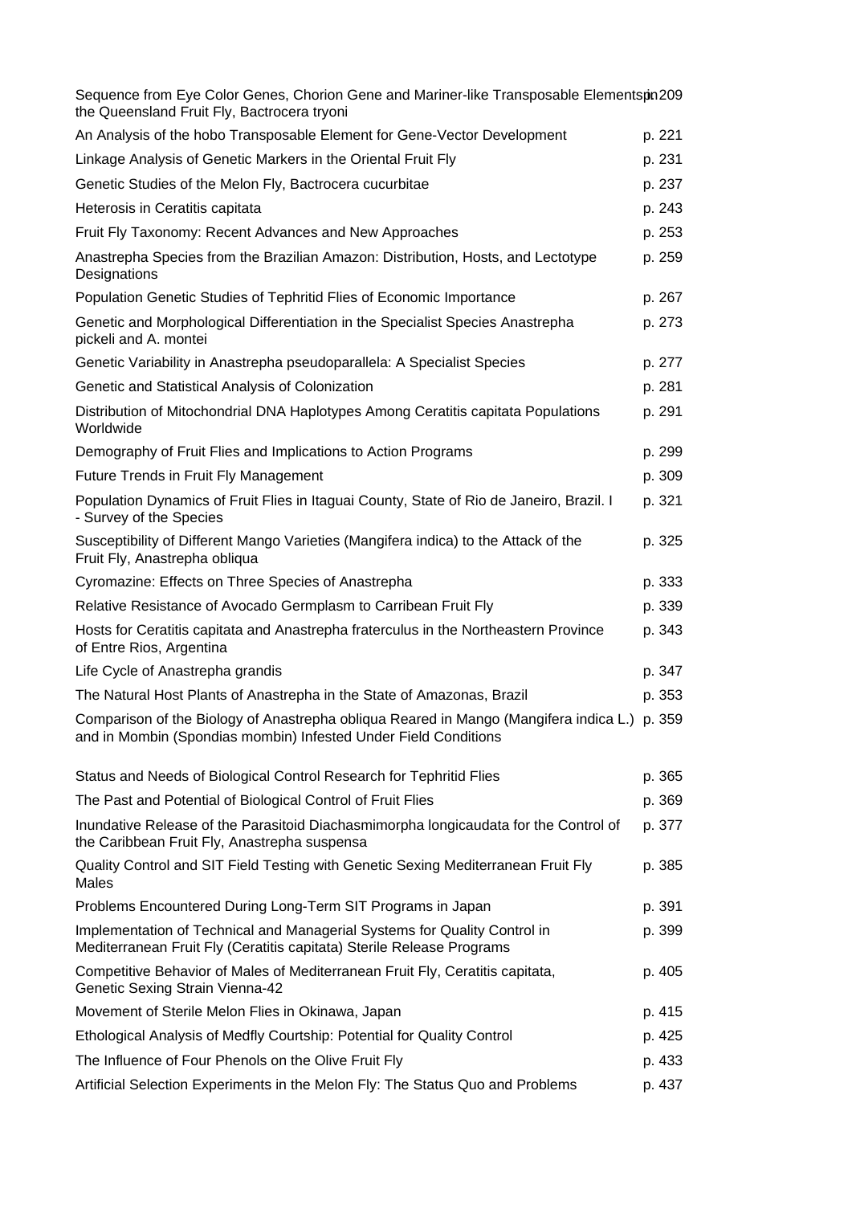| | |
|---|---|
| Sequence from Eye Color Genes, Chorion Gene and Mariner-like Transposable Elements in the Queensland Fruit Fly, Bactrocera tryoni | p. 209 |
| An Analysis of the hobo Transposable Element for Gene-Vector Development | p. 221 |
| Linkage Analysis of Genetic Markers in the Oriental Fruit Fly | p. 231 |
| Genetic Studies of the Melon Fly, Bactrocera cucurbitae | p. 237 |
| Heterosis in Ceratitis capitata | p. 243 |
| Fruit Fly Taxonomy: Recent Advances and New Approaches | p. 253 |
| Anastrepha Species from the Brazilian Amazon: Distribution, Hosts, and Lectotype Designations | p. 259 |
| Population Genetic Studies of Tephritid Flies of Economic Importance | p. 267 |
| Genetic and Morphological Differentiation in the Specialist Species Anastrepha pickeli and A. montei | p. 273 |
| Genetic Variability in Anastrepha pseudoparallela: A Specialist Species | p. 277 |
| Genetic and Statistical Analysis of Colonization | p. 281 |
| Distribution of Mitochondrial DNA Haplotypes Among Ceratitis capitata Populations Worldwide | p. 291 |
| Demography of Fruit Flies and Implications to Action Programs | p. 299 |
| Future Trends in Fruit Fly Management | p. 309 |
| Population Dynamics of Fruit Flies in Itaguai County, State of Rio de Janeiro, Brazil. I - Survey of the Species | p. 321 |
| Susceptibility of Different Mango Varieties (Mangifera indica) to the Attack of the Fruit Fly, Anastrepha obliqua | p. 325 |
| Cyromazine: Effects on Three Species of Anastrepha | p. 333 |
| Relative Resistance of Avocado Germplasm to Carribean Fruit Fly | p. 339 |
| Hosts for Ceratitis capitata and Anastrepha fraterculus in the Northeastern Province of Entre Rios, Argentina | p. 343 |
| Life Cycle of Anastrepha grandis | p. 347 |
| The Natural Host Plants of Anastrepha in the State of Amazonas, Brazil | p. 353 |
| Comparison of the Biology of Anastrepha obliqua Reared in Mango (Mangifera indica L.) and in Mombin (Spondias mombin) Infested Under Field Conditions | p. 359 |
| Status and Needs of Biological Control Research for Tephritid Flies | p. 365 |
| The Past and Potential of Biological Control of Fruit Flies | p. 369 |
| Inundative Release of the Parasitoid Diachasmimorpha longicaudata for the Control of the Caribbean Fruit Fly, Anastrepha suspensa | p. 377 |
| Quality Control and SIT Field Testing with Genetic Sexing Mediterranean Fruit Fly Males | p. 385 |
| Problems Encountered During Long-Term SIT Programs in Japan | p. 391 |
| Implementation of Technical and Managerial Systems for Quality Control in Mediterranean Fruit Fly (Ceratitis capitata) Sterile Release Programs | p. 399 |
| Competitive Behavior of Males of Mediterranean Fruit Fly, Ceratitis capitata, Genetic Sexing Strain Vienna-42 | p. 405 |
| Movement of Sterile Melon Flies in Okinawa, Japan | p. 415 |
| Ethological Analysis of Medfly Courtship: Potential for Quality Control | p. 425 |
| The Influence of Four Phenols on the Olive Fruit Fly | p. 433 |
| Artificial Selection Experiments in the Melon Fly: The Status Quo and Problems | p. 437 |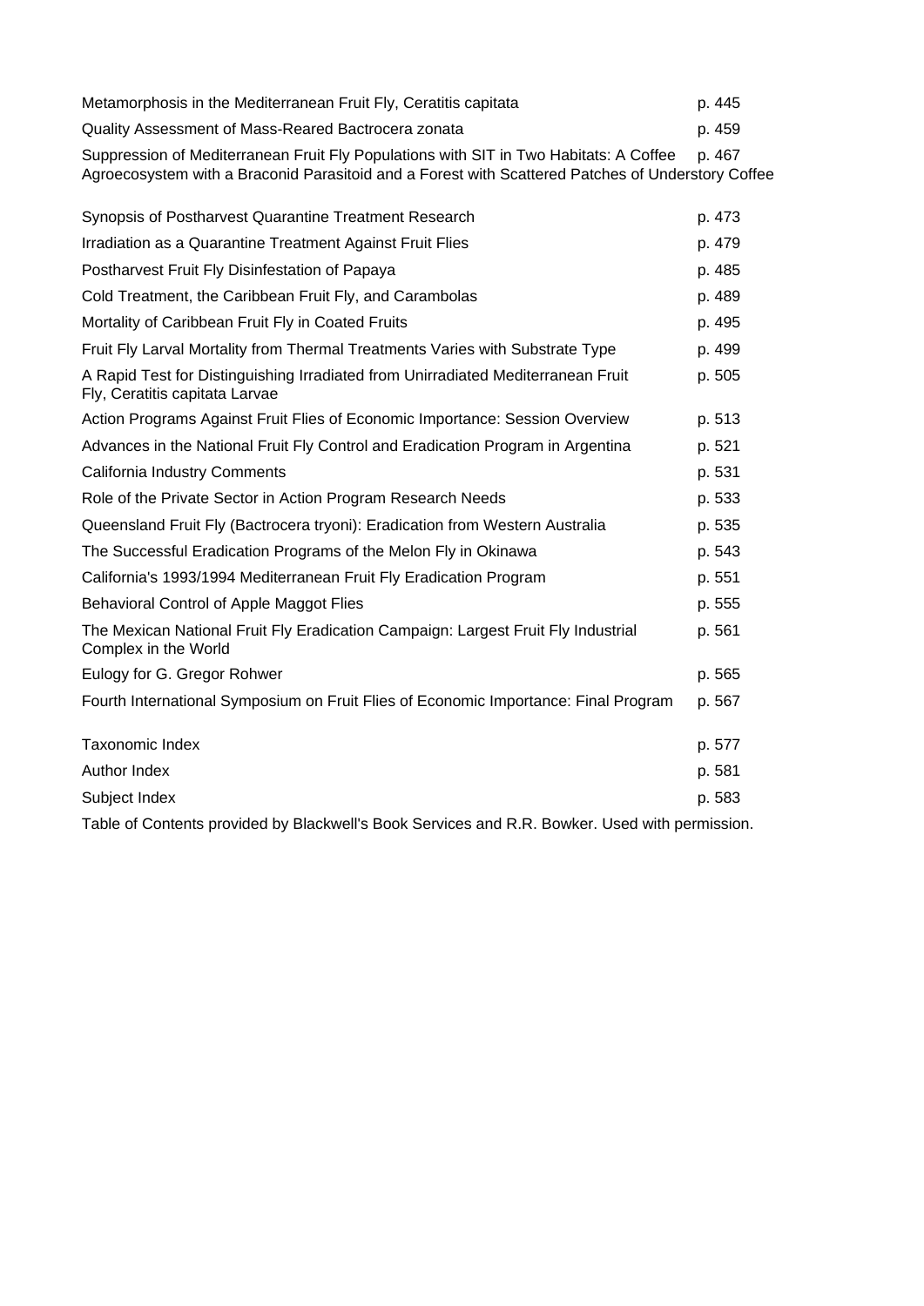| | |
|---|---|
| Metamorphosis in the Mediterranean Fruit Fly, Ceratitis capitata | p. 445 |
| Quality Assessment of Mass-Reared Bactrocera zonata | p. 459 |
| Suppression of Mediterranean Fruit Fly Populations with SIT in Two Habitats: A Coffee Agroecosystem with a Braconid Parasitoid and a Forest with Scattered Patches of Understory Coffee | p. 467 |
| Synopsis of Postharvest Quarantine Treatment Research | p. 473 |
| Irradiation as a Quarantine Treatment Against Fruit Flies | p. 479 |
| Postharvest Fruit Fly Disinfestation of Papaya | p. 485 |
| Cold Treatment, the Caribbean Fruit Fly, and Carambolas | p. 489 |
| Mortality of Caribbean Fruit Fly in Coated Fruits | p. 495 |
| Fruit Fly Larval Mortality from Thermal Treatments Varies with Substrate Type | p. 499 |
| A Rapid Test for Distinguishing Irradiated from Unirradiated Mediterranean Fruit Fly, Ceratitis capitata Larvae | p. 505 |
| Action Programs Against Fruit Flies of Economic Importance: Session Overview | p. 513 |
| Advances in the National Fruit Fly Control and Eradication Program in Argentina | p. 521 |
| California Industry Comments | p. 531 |
| Role of the Private Sector in Action Program Research Needs | p. 533 |
| Queensland Fruit Fly (Bactrocera tryoni): Eradication from Western Australia | p. 535 |
| The Successful Eradication Programs of the Melon Fly in Okinawa | p. 543 |
| California's 1993/1994 Mediterranean Fruit Fly Eradication Program | p. 551 |
| Behavioral Control of Apple Maggot Flies | p. 555 |
| The Mexican National Fruit Fly Eradication Campaign: Largest Fruit Fly Industrial Complex in the World | p. 561 |
| Eulogy for G. Gregor Rohwer | p. 565 |
| Fourth International Symposium on Fruit Flies of Economic Importance: Final Program | p. 567 |
| Taxonomic Index | p. 577 |
| Author Index | p. 581 |
| Subject Index | p. 583 |

Table of Contents provided by Blackwell's Book Services and R.R. Bowker. Used with permission.